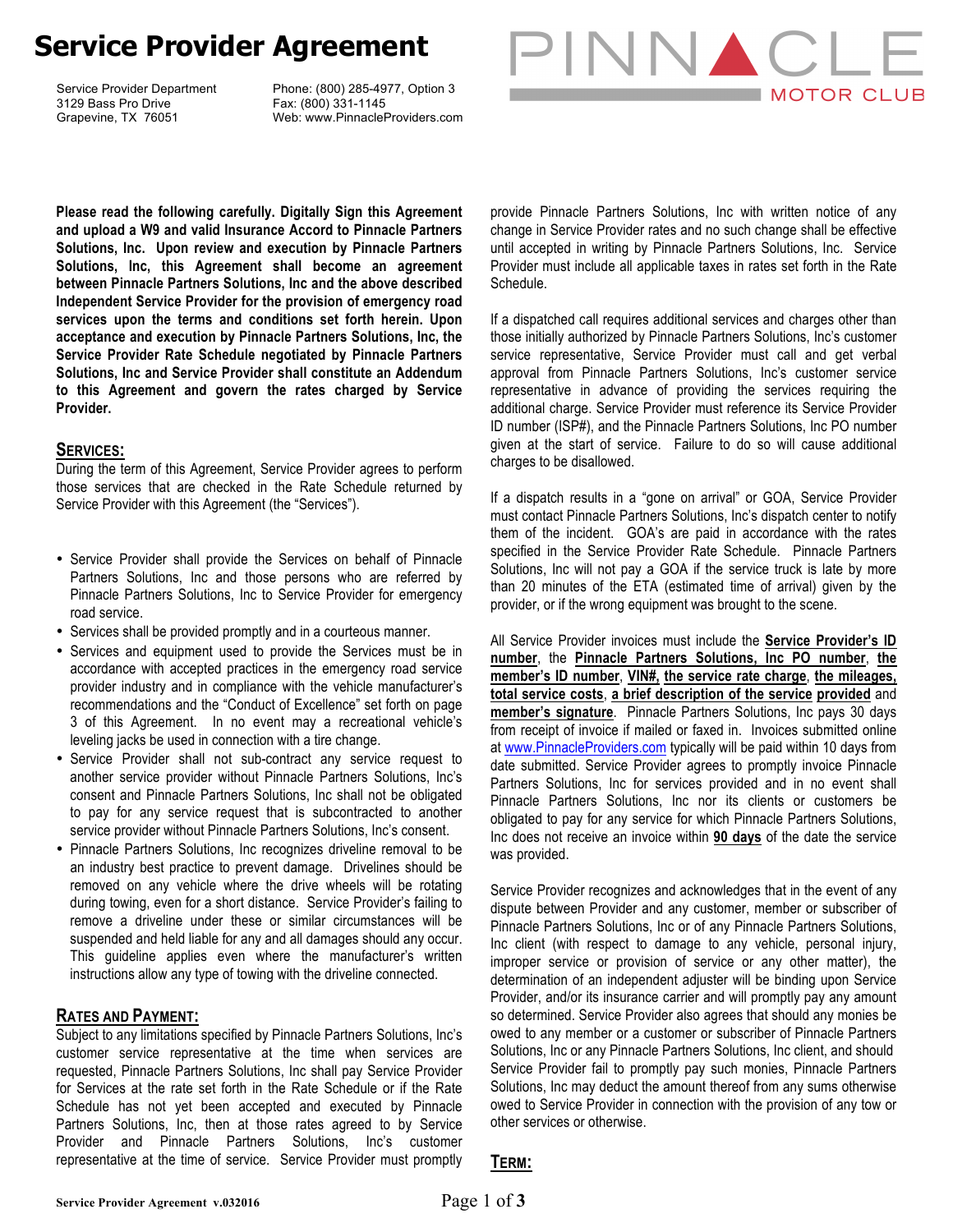# Service Provider Agreement

Service Provider Department
3129 Bass Pro Drive
Grapevine, TX 76051

Phone: (800) 285-4977, Option 3
Fax: (800) 331-1145
Web: www.PinnacleProviders.com

PINNACLE MOTOR CLUB

**Please read the following carefully. Digitally Sign this Agreement and upload a W9 and valid Insurance Accord to Pinnacle Partners Solutions, Inc. Upon review and execution by Pinnacle Partners Solutions, Inc, this Agreement shall become an agreement between Pinnacle Partners Solutions, Inc and the above described Independent Service Provider for the provision of emergency road services upon the terms and conditions set forth herein. Upon acceptance and execution by Pinnacle Partners Solutions, Inc, the Service Provider Rate Schedule negotiated by Pinnacle Partners Solutions, Inc and Service Provider shall constitute an Addendum to this Agreement and govern the rates charged by Service Provider.**

## SERVICES:

During the term of this Agreement, Service Provider agrees to perform those services that are checked in the Rate Schedule returned by Service Provider with this Agreement (the "Services").

- Service Provider shall provide the Services on behalf of Pinnacle Partners Solutions, Inc and those persons who are referred by Pinnacle Partners Solutions, Inc to Service Provider for emergency road service.
- Services shall be provided promptly and in a courteous manner.
- Services and equipment used to provide the Services must be in accordance with accepted practices in the emergency road service provider industry and in compliance with the vehicle manufacturer's recommendations and the "Conduct of Excellence" set forth on page 3 of this Agreement. In no event may a recreational vehicle's leveling jacks be used in connection with a tire change.
- Service Provider shall not sub-contract any service request to another service provider without Pinnacle Partners Solutions, Inc's consent and Pinnacle Partners Solutions, Inc shall not be obligated to pay for any service request that is subcontracted to another service provider without Pinnacle Partners Solutions, Inc's consent.
- Pinnacle Partners Solutions, Inc recognizes driveline removal to be an industry best practice to prevent damage. Drivelines should be removed on any vehicle where the drive wheels will be rotating during towing, even for a short distance. Service Provider's failing to remove a driveline under these or similar circumstances will be suspended and held liable for any and all damages should any occur. This guideline applies even where the manufacturer's written instructions allow any type of towing with the driveline connected.

## RATES AND PAYMENT:

Subject to any limitations specified by Pinnacle Partners Solutions, Inc's customer service representative at the time when services are requested, Pinnacle Partners Solutions, Inc shall pay Service Provider for Services at the rate set forth in the Rate Schedule or if the Rate Schedule has not yet been accepted and executed by Pinnacle Partners Solutions, Inc, then at those rates agreed to by Service Provider and Pinnacle Partners Solutions, Inc's customer representative at the time of service. Service Provider must promptly provide Pinnacle Partners Solutions, Inc with written notice of any change in Service Provider rates and no such change shall be effective until accepted in writing by Pinnacle Partners Solutions, Inc. Service Provider must include all applicable taxes in rates set forth in the Rate Schedule.

If a dispatched call requires additional services and charges other than those initially authorized by Pinnacle Partners Solutions, Inc's customer service representative, Service Provider must call and get verbal approval from Pinnacle Partners Solutions, Inc's customer service representative in advance of providing the services requiring the additional charge. Service Provider must reference its Service Provider ID number (ISP#), and the Pinnacle Partners Solutions, Inc PO number given at the start of service. Failure to do so will cause additional charges to be disallowed.

If a dispatch results in a "gone on arrival" or GOA, Service Provider must contact Pinnacle Partners Solutions, Inc's dispatch center to notify them of the incident. GOA's are paid in accordance with the rates specified in the Service Provider Rate Schedule. Pinnacle Partners Solutions, Inc will not pay a GOA if the service truck is late by more than 20 minutes of the ETA (estimated time of arrival) given by the provider, or if the wrong equipment was brought to the scene.

All Service Provider invoices must include the **Service Provider's ID number**, the **Pinnacle Partners Solutions, Inc PO number**, **the member's ID number**, **VIN#**, **the service rate charge**, **the mileages, total service costs**, **a brief description of the service provided** and **member's signature**. Pinnacle Partners Solutions, Inc pays 30 days from receipt of invoice if mailed or faxed in. Invoices submitted online at www.PinnacleProviders.com typically will be paid within 10 days from date submitted. Service Provider agrees to promptly invoice Pinnacle Partners Solutions, Inc for services provided and in no event shall Pinnacle Partners Solutions, Inc nor its clients or customers be obligated to pay for any service for which Pinnacle Partners Solutions, Inc does not receive an invoice within **90 days** of the date the service was provided.

Service Provider recognizes and acknowledges that in the event of any dispute between Provider and any customer, member or subscriber of Pinnacle Partners Solutions, Inc or of any Pinnacle Partners Solutions, Inc client (with respect to damage to any vehicle, personal injury, improper service or provision of service or any other matter), the determination of an independent adjuster will be binding upon Service Provider, and/or its insurance carrier and will promptly pay any amount so determined. Service Provider also agrees that should any monies be owed to any member or a customer or subscriber of Pinnacle Partners Solutions, Inc or any Pinnacle Partners Solutions, Inc client, and should Service Provider fail to promptly pay such monies, Pinnacle Partners Solutions, Inc may deduct the amount thereof from any sums otherwise owed to Service Provider in connection with the provision of any tow or other services or otherwise.

## TERM: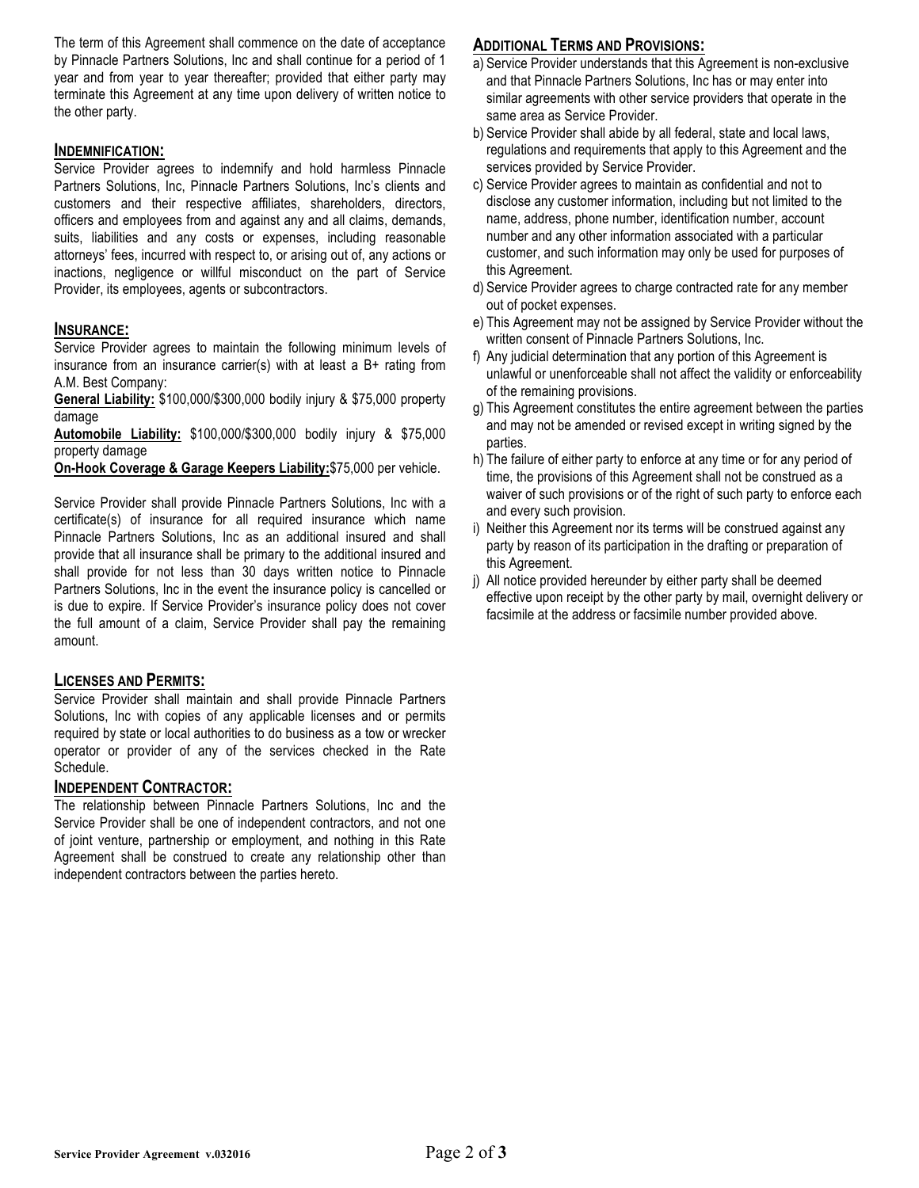The term of this Agreement shall commence on the date of acceptance by Pinnacle Partners Solutions, Inc and shall continue for a period of 1 year and from year to year thereafter; provided that either party may terminate this Agreement at any time upon delivery of written notice to the other party.

## INDEMNIFICATION:

Service Provider agrees to indemnify and hold harmless Pinnacle Partners Solutions, Inc, Pinnacle Partners Solutions, Inc's clients and customers and their respective affiliates, shareholders, directors, officers and employees from and against any and all claims, demands, suits, liabilities and any costs or expenses, including reasonable attorneys' fees, incurred with respect to, or arising out of, any actions or inactions, negligence or willful misconduct on the part of Service Provider, its employees, agents or subcontractors.

## INSURANCE:

Service Provider agrees to maintain the following minimum levels of insurance from an insurance carrier(s) with at least a B+ rating from A.M. Best Company:

**General Liability:** $100,000/$300,000 bodily injury & $75,000 property damage

**Automobile Liability:** $100,000/$300,000 bodily injury & $75,000 property damage

**On-Hook Coverage & Garage Keepers Liability:** $75,000 per vehicle.

Service Provider shall provide Pinnacle Partners Solutions, Inc with a certificate(s) of insurance for all required insurance which name Pinnacle Partners Solutions, Inc as an additional insured and shall provide that all insurance shall be primary to the additional insured and shall provide for not less than 30 days written notice to Pinnacle Partners Solutions, Inc in the event the insurance policy is cancelled or is due to expire. If Service Provider's insurance policy does not cover the full amount of a claim, Service Provider shall pay the remaining amount.

## LICENSES AND PERMITS:

Service Provider shall maintain and shall provide Pinnacle Partners Solutions, Inc with copies of any applicable licenses and or permits required by state or local authorities to do business as a tow or wrecker operator or provider of any of the services checked in the Rate Schedule.

## INDEPENDENT CONTRACTOR:

The relationship between Pinnacle Partners Solutions, Inc and the Service Provider shall be one of independent contractors, and not one of joint venture, partnership or employment, and nothing in this Rate Agreement shall be construed to create any relationship other than independent contractors between the parties hereto.

## ADDITIONAL TERMS AND PROVISIONS:

a) Service Provider understands that this Agreement is non-exclusive and that Pinnacle Partners Solutions, Inc has or may enter into similar agreements with other service providers that operate in the same area as Service Provider.
b) Service Provider shall abide by all federal, state and local laws, regulations and requirements that apply to this Agreement and the services provided by Service Provider.
c) Service Provider agrees to maintain as confidential and not to disclose any customer information, including but not limited to the name, address, phone number, identification number, account number and any other information associated with a particular customer, and such information may only be used for purposes of this Agreement.
d) Service Provider agrees to charge contracted rate for any member out of pocket expenses.
e) This Agreement may not be assigned by Service Provider without the written consent of Pinnacle Partners Solutions, Inc.
f) Any judicial determination that any portion of this Agreement is unlawful or unenforceable shall not affect the validity or enforceability of the remaining provisions.
g) This Agreement constitutes the entire agreement between the parties and may not be amended or revised except in writing signed by the parties.
h) The failure of either party to enforce at any time or for any period of time, the provisions of this Agreement shall not be construed as a waiver of such provisions or of the right of such party to enforce each and every such provision.
i) Neither this Agreement nor its terms will be construed against any party by reason of its participation in the drafting or preparation of this Agreement.
j) All notice provided hereunder by either party shall be deemed effective upon receipt by the other party by mail, overnight delivery or facsimile at the address or facsimile number provided above.

Service Provider Agreement v.032016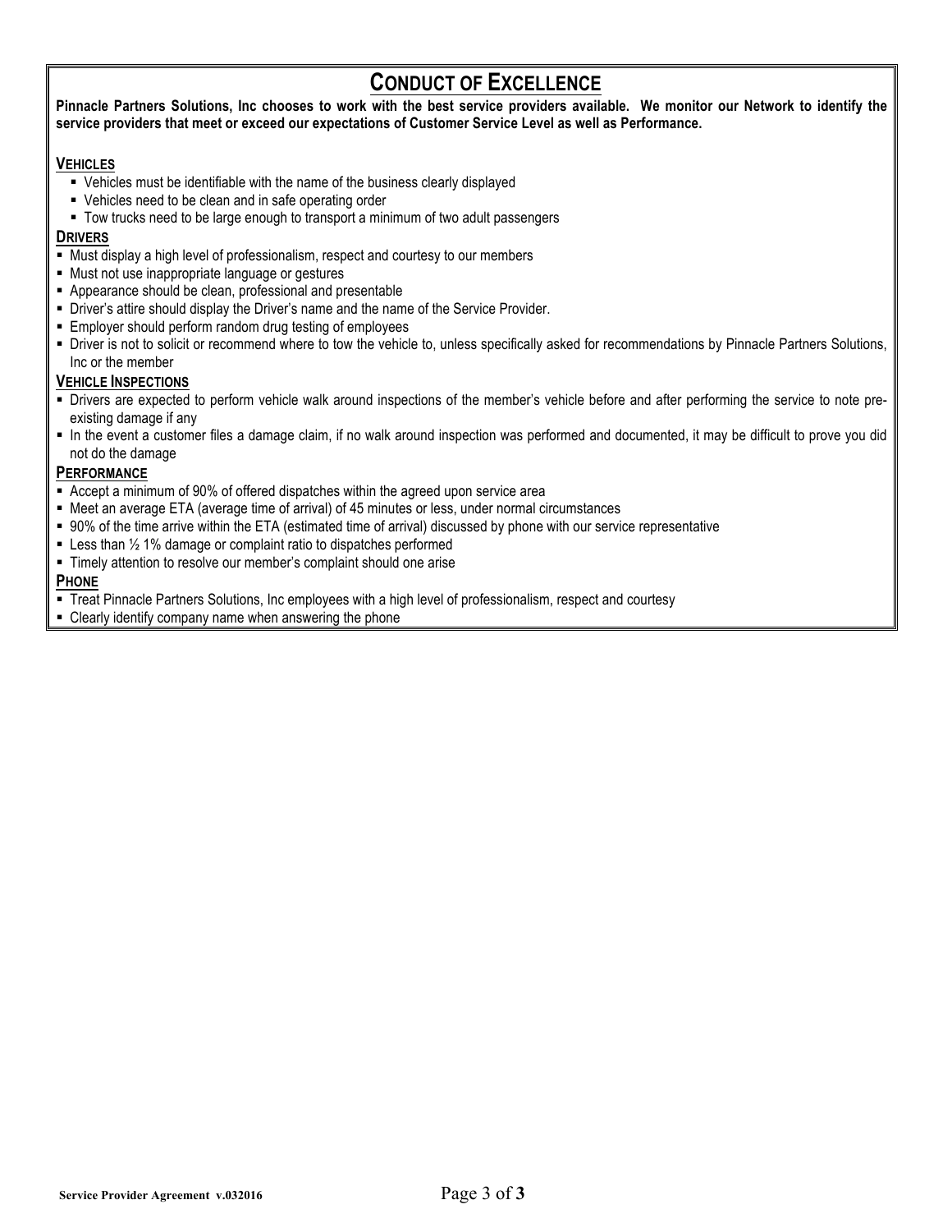# CONDUCT OF EXCELLENCE

**Pinnacle Partners Solutions, Inc chooses to work with the best service providers available. We monitor our Network to identify the service providers that meet or exceed our expectations of Customer Service Level as well as Performance.**

## VEHICLES

- Vehicles must be identifiable with the name of the business clearly displayed
- Vehicles need to be clean and in safe operating order
- Tow trucks need to be large enough to transport a minimum of two adult passengers

## DRIVERS

- Must display a high level of professionalism, respect and courtesy to our members
- Must not use inappropriate language or gestures
- Appearance should be clean, professional and presentable
- Driver's attire should display the Driver's name and the name of the Service Provider.
- Employer should perform random drug testing of employees
- Driver is not to solicit or recommend where to tow the vehicle to, unless specifically asked for recommendations by Pinnacle Partners Solutions, Inc or the member

## VEHICLE INSPECTIONS

- Drivers are expected to perform vehicle walk around inspections of the member's vehicle before and after performing the service to note pre-existing damage if any
- In the event a customer files a damage claim, if no walk around inspection was performed and documented, it may be difficult to prove you did not do the damage

## PERFORMANCE

- Accept a minimum of 90% of offered dispatches within the agreed upon service area
- Meet an average ETA (average time of arrival) of 45 minutes or less, under normal circumstances
- 90% of the time arrive within the ETA (estimated time of arrival) discussed by phone with our service representative
- Less than ½ 1% damage or complaint ratio to dispatches performed
- Timely attention to resolve our member's complaint should one arise

## PHONE

- Treat Pinnacle Partners Solutions, Inc employees with a high level of professionalism, respect and courtesy
- Clearly identify company name when answering the phone

Service Provider Agreement v.032016